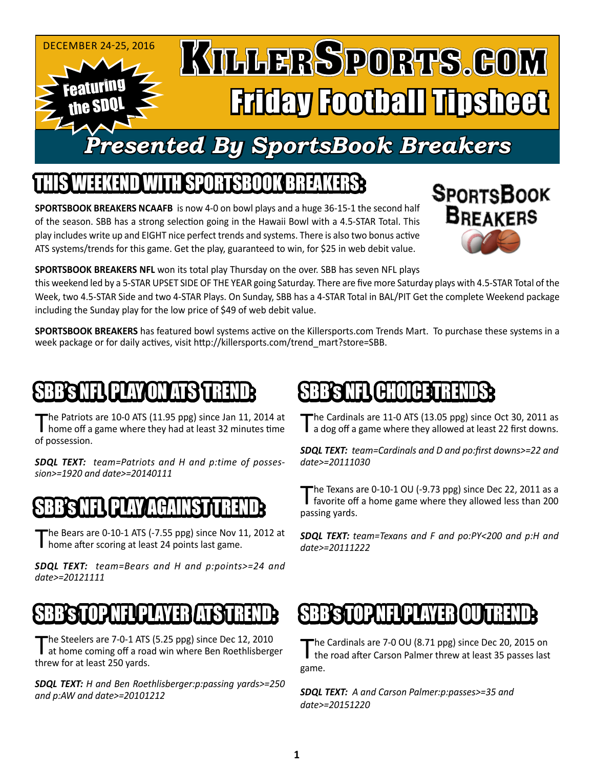DECEMBER 24-25, 2016

Featuring the SDQL

# KillerSports.com Friday Football Tipsheet

## Presented By SportsBook Breakers

## THIS WEEKEND WITH SPORTSBOOK BREAKERS:

SportsBook Breakers

**SPORTSBOOK BREAKERS NCAAFB** is now 4-0 on bowl plays and a huge 36-15-1 the second half of the season. SBB has a strong selection going in the Hawaii Bowl with a 4.5-STAR Total. This play includes write up and EIGHT nice perfect trends and systems. There is also two bonus active ATS systems/trends for this game. Get the play, guaranteed to win, for $25 in web debit value.

**SPORTSBOOK BREAKERS NFL** won its total play Thursday on the over. SBB has seven NFL plays this weekend led by a 5-STAR UPSET SIDE OF THE YEAR going Saturday. There are five more Saturday plays with 4.5-STAR Total of the Week, two 4.5-STAR Side and two 4-STAR Plays. On Sunday, SBB has a 4-STAR Total in BAL/PIT Get the complete Weekend package including the Sunday play for the low price of $49 of web debit value.

**SPORTSBOOK BREAKERS** has featured bowl systems active on the Killersports.com Trends Mart. To purchase these systems in a week package or for daily actives, visit http://killersports.com/trend_mart?store=SBB.

## SBB's NFL PLAY ON ATS TREND:

The Patriots are 10-0 ATS (11.95 ppg) since Jan 11, 2014 at home off a game where they had at least 32 minutes time of possession.

***SDQL TEXT:*** *team=Patriots and H and p:time of possession>=1920 and date>=20140111*

## SBB's NFL PLAY AGAINST TREND:

The Bears are 0-10-1 ATS (-7.55 ppg) since Nov 11, 2012 at home after scoring at least 24 points last game.

***SDQL TEXT:*** *team=Bears and H and p:points>=24 and date>=20121111*

## SBB's NFL CHOICE TRENDS:

The Cardinals are 11-0 ATS (13.05 ppg) since Oct 30, 2011 as a dog off a game where they allowed at least 22 first downs.

***SDQL TEXT:*** *team=Cardinals and D and po:first downs>=22 and date>=20111030*

The Texans are 0-10-1 OU (-9.73 ppg) since Dec 22, 2011 as a favorite off a home game where they allowed less than 200 passing yards.

***SDQL TEXT:*** *team=Texans and F and po:PY<200 and p:H and date>=20111222*

## SBB's TOP NFL PLAYER ATS TREND:

The Steelers are 7-0-1 ATS (5.25 ppg) since Dec 12, 2010 at home coming off a road win where Ben Roethlisberger threw for at least 250 yards.

***SDQL TEXT:*** *H and Ben Roethlisberger:p:passing yards>=250 and p:AW and date>=20101212*

## SBB's TOP NFL PLAYER OU TREND:

The Cardinals are 7-0 OU (8.71 ppg) since Dec 20, 2015 on the road after Carson Palmer threw at least 35 passes last game.

***SDQL TEXT:*** *A and Carson Palmer:p:passes>=35 and date>=20151220*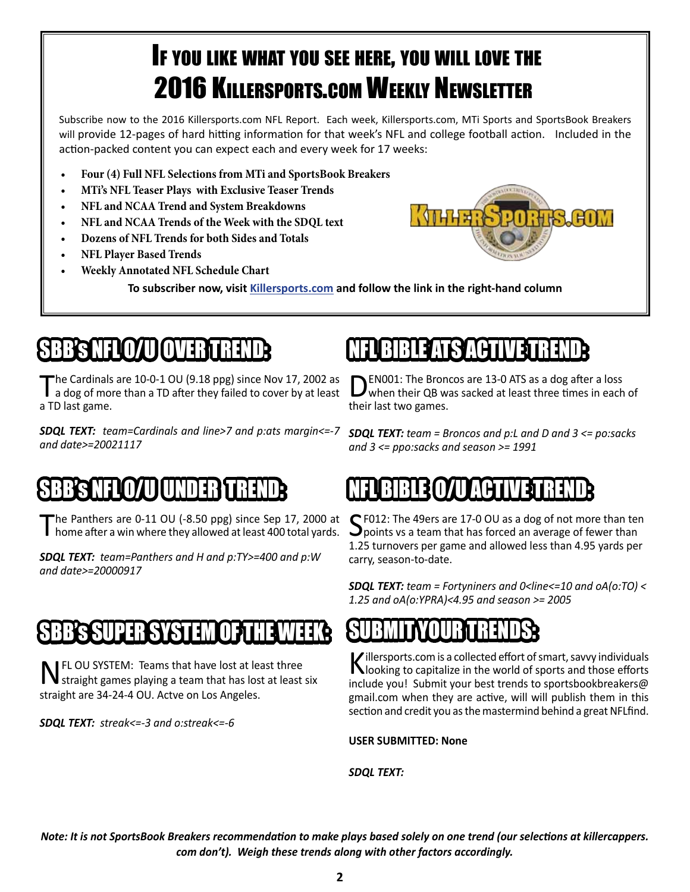# If you like what you see here, you will love the 2016 Killersports.com Weekly Newsletter

Subscribe now to the 2016 Killersports.com NFL Report. Each week, Killersports.com, MTi Sports and SportsBook Breakers will provide 12-pages of hard hitting information for that week's NFL and college football action. Included in the action-packed content you can expect each and every week for 17 weeks:

- **Four (4) Full NFL Selections from MTi and SportsBook Breakers**
- **MTi's NFL Teaser Plays with Exclusive Teaser Trends**
- **NFL and NCAA Trend and System Breakdowns**
- **NFL and NCAA Trends of the Week with the SDQL text**
- **Dozens of NFL Trends for both Sides and Totals**
- **NFL Player Based Trends**
- **Weekly Annotated NFL Schedule Chart**

**To subscriber now, visit Killersports.com and follow the link in the right-hand column**

## SBB's NFL O/U OVER TREND:

The Cardinals are 10-0-1 OU (9.18 ppg) since Nov 17, 2002 as a dog of more than a TD after they failed to cover by at least a TD last game.

***SDQL TEXT:*** *team=Cardinals and line>7 and p:ats margin<=-7 and date>=20021117*

## SBB's NFL O/U UNDER TREND:

The Panthers are 0-11 OU (-8.50 ppg) since Sep 17, 2000 at home after a win where they allowed at least 400 total yards.

***SDQL TEXT:*** *team=Panthers and H and p:TY>=400 and p:W and date>=20000917*

## SBB's SUPER SYSTEM OF THE WEEK:

NFL OU SYSTEM: Teams that have lost at least three straight games playing a team that has lost at least six straight are 34-24-4 OU. Actve on Los Angeles.

***SDQL TEXT:*** *streak<=-3 and o:streak<=-6*

## NFL BIBLE ATS ACTIVE TREND:

DEN001: The Broncos are 13-0 ATS as a dog after a loss when their QB was sacked at least three times in each of their last two games.

***SDQL TEXT:*** *team = Broncos and p:L and D and 3 <= po:sacks and 3 <= ppo:sacks and season >= 1991*

## NFL BIBLE O/U ACTIVE TREND:

SF012: The 49ers are 17-0 OU as a dog of not more than ten points vs a team that has forced an average of fewer than 1.25 turnovers per game and allowed less than 4.95 yards per carry, season-to-date.

***SDQL TEXT:*** *team = Fortyniners and 0<line<=10 and oA(o:TO) < 1.25 and oA(o:YPRA)<4.95 and season >= 2005*

## SUBMIT YOUR TRENDS:

Killersports.com is a collected effort of smart, savvy individuals looking to capitalize in the world of sports and those efforts include you! Submit your best trends to sportsbookbreakers@gmail.com when they are active, will will publish them in this section and credit you as the mastermind behind a great NFLfind.

**USER SUBMITTED: None**

***SDQL TEXT:***

***Note: It is not SportsBook Breakers recommendation to make plays based solely on one trend (our selections at killercappers.com don't). Weigh these trends along with other factors accordingly.***